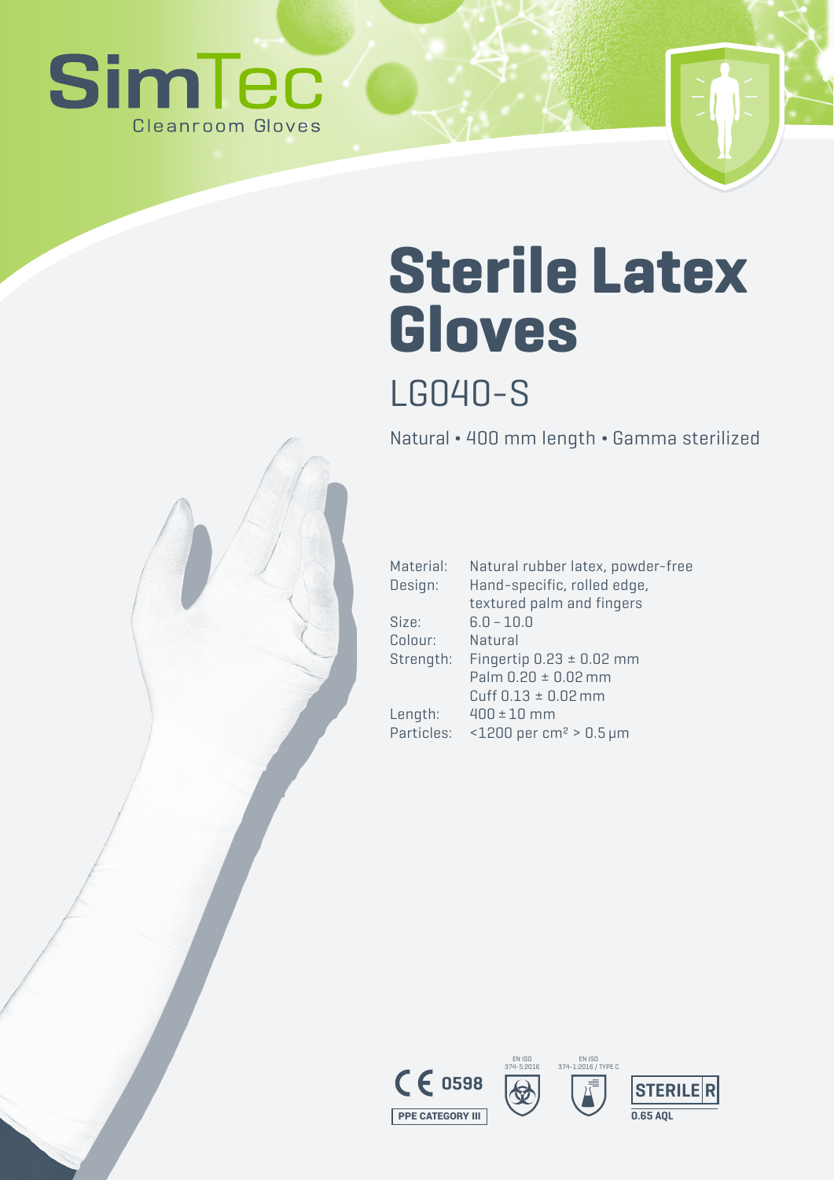SimTec
Cleanroom Gloves

# Sterile Latex Gloves

## LG040-S

Natural • 400 mm length • Gamma sterilized

| | |
|---|---|
| Material: | Natural rubber latex, powder-free |
| Design: | Hand-specific, rolled edge, textured palm and fingers |
| Size: | 6.0 – 10.0 |
| Colour: | Natural |
| Strength: | Fingertip 0.23 ± 0.02 mm<br>Palm 0.20 ± 0.02 mm<br>Cuff 0.13 ± 0.02 mm |
| Length: | 400 ± 10 mm |
| Particles: | <1200 per $cm^2$ > 0.5 µm |

CE 0598
PPE CATEGORY III

EN ISO 374-5:2016

EN ISO 374-1:2016 / TYPE C

STERILE R
0.65 AQL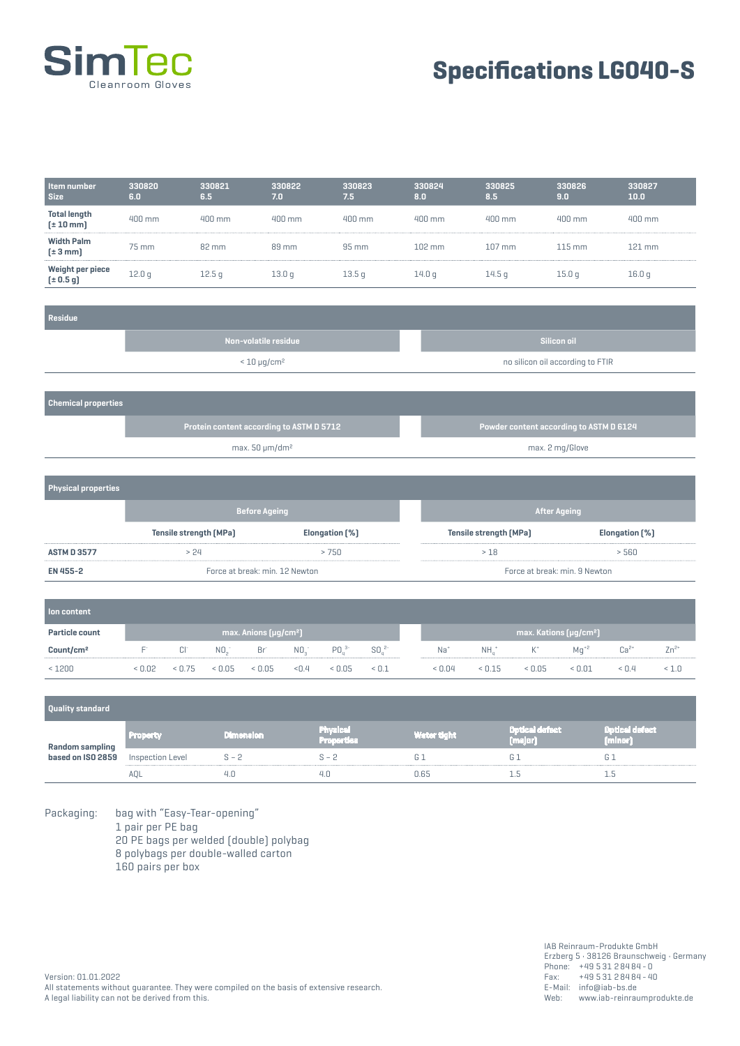# SimTec
Cleanroom Gloves

# Specifications LG040-S

| Item number Size | 330820 6.0 | 330821 6.5 | 330822 7.0 | 330823 7.5 | 330824 8.0 | 330825 8.5 | 330826 9.0 | 330827 10.0 |
|---|---|---|---|---|---|---|---|---|
| **Total length (± 10 mm)** | 400 mm | 400 mm | 400 mm | 400 mm | 400 mm | 400 mm | 400 mm | 400 mm |
| **Width Palm (± 3 mm)** | 75 mm | 82 mm | 89 mm | 95 mm | 102 mm | 107 mm | 115 mm | 121 mm |
| **Weight per piece (± 0.5 g)** | 12.0 g | 12.5 g | 13.0 g | 13.5 g | 14.0 g | 14.5 g | 15.0 g | 16.0 g |

| Residue | Non-volatile residue | Silicon oil |
|---|---|---|
| | < 10 µg/cm² | no silicon oil according to FTIR |

| Chemical properties | Protein content according to ASTM D 5712 | Powder content according to ASTM D 6124 |
|---|---|---|
| | max. 50 µm/dm² | max. 2 mg/Glove |

| Physical properties | Before Ageing | | After Ageing | |
|---|---|---|---|---|
| | **Tensile strength (MPa)** | **Elongation (%)** | **Tensile strength (MPa)** | **Elongation (%)** |
| **ASTM D 3577** | > 24 | > 750 | > 18 | > 560 |
| **EN 455-2** | Force at break: min. 12 Newton | | Force at break: min. 9 Newton | |

| Ion content | max. Anions (µg/cm²) | | | | | | | max. Kations (µg/cm²) | | | | | |
|---|---|---|---|---|---|---|---|---|---|---|---|---|---|
| **Particle count Count/cm²** | $F^-$ | $Cl^-$ | $NO_2^-$ | $Br^-$ | $NO_3^-$ | $PO_4^{3-}$ | $SO_4^{2-}$ | $Na^+$ | $NH_4^+$ | $K^+$ | $Mg^{+2}$ | $Ca^{2+}$ | $Zn^{2+}$ |
| < 1200 | < 0.02 | < 0.75 | < 0.05 | < 0.05 | <0.4 | < 0.05 | < 0.1 | < 0.04 | < 0.15 | < 0.05 | < 0.01 | < 0.4 | < 1.0 |

| Quality standard | Property | Dimension | Physical Properties | Water tight | Optical defect (major) | Optical defect (minor) |
|---|---|---|---|---|---|---|
| **Random sampling based on ISO 2859** | Inspection Level | S – 2 | S – 2 | G 1 | G 1 | G 1 |
| | AQL | 4.0 | 4.0 | 0.65 | 1.5 | 1.5 |

Packaging:
bag with "Easy-Tear-opening"
1 pair per PE bag
20 PE bags per welded (double) polybag
8 polybags per double-walled carton
160 pairs per box

Version: 01.01.2022
All statements without guarantee. They were compiled on the basis of extensive research.
A legal liability can not be derived from this.

IAB Reinraum-Produkte GmbH
Erzberg 5 · 38126 Braunschweig · Germany
Phone: +49 5 31 2 84 84 - 0
Fax: +49 5 31 2 84 84 - 40
E-Mail: info@iab-bs.de
Web: www.iab-reinraumprodukte.de